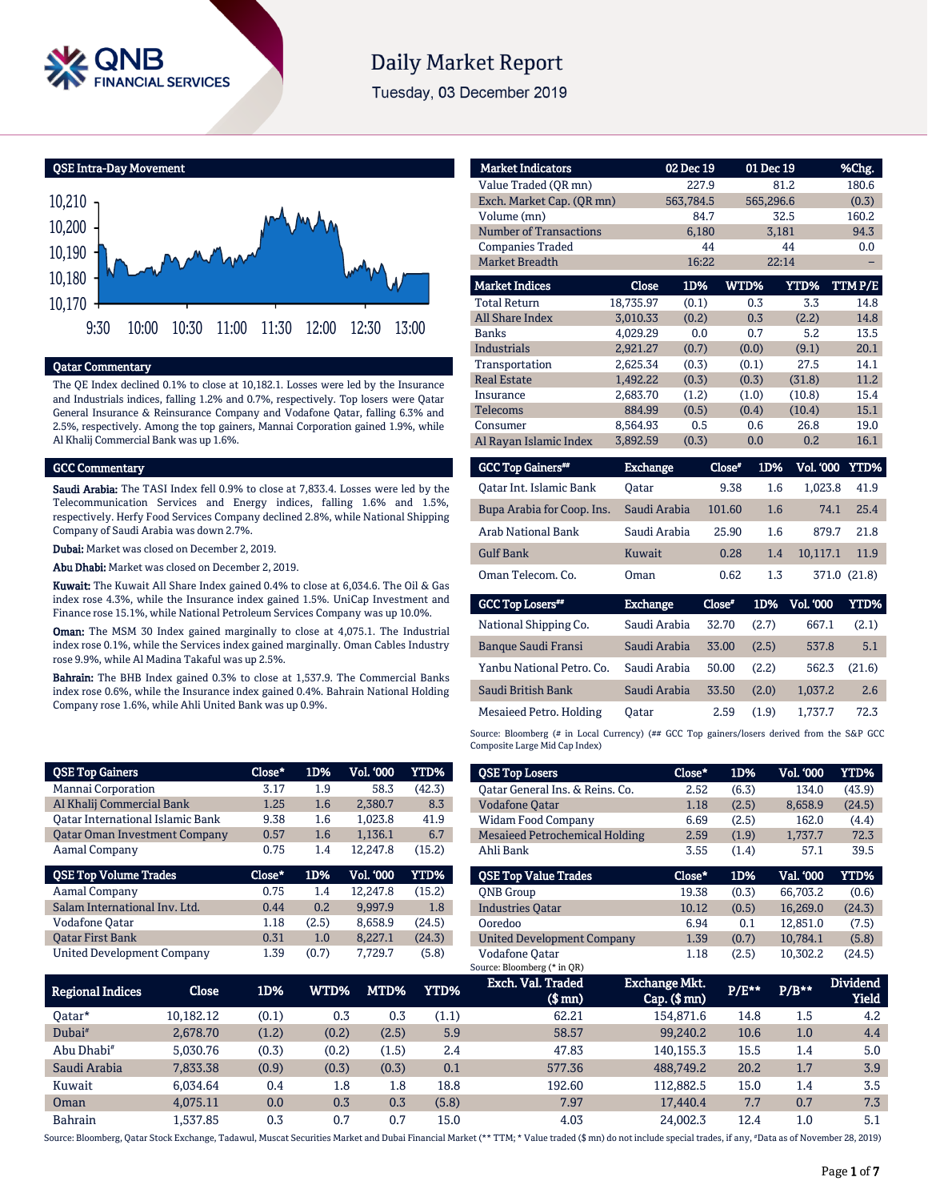# Daily Market Report

Tuesday, 03 December 2019

## QSE Intra-Day Movement

## Qatar Commentary

The QE Index declined 0.1% to close at 10,182.1. Losses were led by the Insurance and Industrials indices, falling 1.2% and 0.7%, respectively. Top losers were Qatar General Insurance & Reinsurance Company and Vodafone Qatar, falling 6.3% and 2.5%, respectively. Among the top gainers, Mannai Corporation gained 1.9%, while Al Khalij Commercial Bank was up 1.6%.

## GCC Commentary

**Saudi Arabia:** The TASI Index fell 0.9% to close at 7,833.4. Losses were led by the Telecommunication Services and Energy indices, falling 1.6% and 1.5%, respectively. Herfy Food Services Company declined 2.8%, while National Shipping Company of Saudi Arabia was down 2.7%.

**Dubai:** Market was closed on December 2, 2019.

**Abu Dhabi:** Market was closed on December 2, 2019.

**Kuwait:** The Kuwait All Share Index gained 0.4% to close at 6,034.6. The Oil & Gas index rose 4.3%, while the Insurance index gained 1.5%. UniCap Investment and Finance rose 15.1%, while National Petroleum Services Company was up 10.0%.

**Oman:** The MSM 30 Index gained marginally to close at 4,075.1. The Industrial index rose 0.1%, while the Services index gained marginally. Oman Cables Industry rose 9.9%, while Al Madina Takaful was up 2.5%.

**Bahrain:** The BHB Index gained 0.3% to close at 1,537.9. The Commercial Banks index rose 0.6%, while the Insurance index gained 0.4%. Bahrain National Holding Company rose 1.6%, while Ahli United Bank was up 0.9%.

| Market Indicators | 02 Dec 19 | 01 Dec 19 | %Chg. |
|---|---|---|---|
| Value Traded (QR mn) | 227.9 | 81.2 | 180.6 |
| Exch. Market Cap. (QR mn) | 563,784.5 | 565,296.6 | (0.3) |
| Volume (mn) | 84.7 | 32.5 | 160.2 |
| Number of Transactions | 6,180 | 3,181 | 94.3 |
| Companies Traded | 44 | 44 | 0.0 |
| Market Breadth | 16:22 | 22:14 | – |

| Market Indices | Close | 1D% | WTD% | YTD% | TTM P/E |
|---|---|---|---|---|---|
| Total Return | 18,735.97 | (0.1) | 0.3 | 3.3 | 14.8 |
| All Share Index | 3,010.33 | (0.2) | 0.3 | (2.2) | 14.8 |
| Banks | 4,029.29 | 0.0 | 0.7 | 5.2 | 13.5 |
| Industrials | 2,921.27 | (0.7) | (0.0) | (9.1) | 20.1 |
| Transportation | 2,625.34 | (0.3) | (0.1) | 27.5 | 14.1 |
| Real Estate | 1,492.22 | (0.3) | (0.3) | (31.8) | 11.2 |
| Insurance | 2,683.70 | (1.2) | (1.0) | (10.8) | 15.4 |
| Telecoms | 884.99 | (0.5) | (0.4) | (10.4) | 15.1 |
| Consumer | 8,564.93 | 0.5 | 0.6 | 26.8 | 19.0 |
| Al Rayan Islamic Index | 3,892.59 | (0.3) | 0.0 | 0.2 | 16.1 |

| GCC Top Gainers## | Exchange | Close# | 1D% | Vol. '000 | YTD% |
|---|---|---|---|---|---|
| Qatar Int. Islamic Bank | Qatar | 9.38 | 1.6 | 1,023.8 | 41.9 |
| Bupa Arabia for Coop. Ins. | Saudi Arabia | 101.60 | 1.6 | 74.1 | 25.4 |
| Arab National Bank | Saudi Arabia | 25.90 | 1.6 | 879.7 | 21.8 |
| Gulf Bank | Kuwait | 0.28 | 1.4 | 10,117.1 | 11.9 |
| Oman Telecom. Co. | Oman | 0.62 | 1.3 | 371.0 | (21.8) |

| GCC Top Losers## | Exchange | Close# | 1D% | Vol. '000 | YTD% |
|---|---|---|---|---|---|
| National Shipping Co. | Saudi Arabia | 32.70 | (2.7) | 667.1 | (2.1) |
| Banque Saudi Fransi | Saudi Arabia | 33.00 | (2.5) | 537.8 | 5.1 |
| Yanbu National Petro. Co. | Saudi Arabia | 50.00 | (2.2) | 562.3 | (21.6) |
| Saudi British Bank | Saudi Arabia | 33.50 | (2.0) | 1,037.2 | 2.6 |
| Mesaieed Petro. Holding | Qatar | 2.59 | (1.9) | 1,737.7 | 72.3 |

Source: Bloomberg (# in Local Currency) (## GCC Top gainers/losers derived from the S&P GCC Composite Large Mid Cap Index)

| QSE Top Gainers | Close* | 1D% | Vol. '000 | YTD% |
|---|---|---|---|---|
| Mannai Corporation | 3.17 | 1.9 | 58.3 | (42.3) |
| Al Khalij Commercial Bank | 1.25 | 1.6 | 2,380.7 | 8.3 |
| Qatar International Islamic Bank | 9.38 | 1.6 | 1,023.8 | 41.9 |
| Qatar Oman Investment Company | 0.57 | 1.6 | 1,136.1 | 6.7 |
| Aamal Company | 0.75 | 1.4 | 12,247.8 | (15.2) |

| QSE Top Volume Trades | Close* | 1D% | Vol. '000 | YTD% |
|---|---|---|---|---|
| Aamal Company | 0.75 | 1.4 | 12,247.8 | (15.2) |
| Salam International Inv. Ltd. | 0.44 | 0.2 | 9,997.9 | 1.8 |
| Vodafone Qatar | 1.18 | (2.5) | 8,658.9 | (24.5) |
| Qatar First Bank | 0.31 | 1.0 | 8,227.1 | (24.3) |
| United Development Company | 1.39 | (0.7) | 7,729.7 | (5.8) |

| QSE Top Losers | Close* | 1D% | Vol. '000 | YTD% |
|---|---|---|---|---|
| Qatar General Ins. & Reins. Co. | 2.52 | (6.3) | 134.0 | (43.9) |
| Vodafone Qatar | 1.18 | (2.5) | 8,658.9 | (24.5) |
| Widam Food Company | 6.69 | (2.5) | 162.0 | (4.4) |
| Mesaieed Petrochemical Holding | 2.59 | (1.9) | 1,737.7 | 72.3 |
| Ahli Bank | 3.55 | (1.4) | 57.1 | 39.5 |

| QSE Top Value Trades | Close* | 1D% | Val. '000 | YTD% |
|---|---|---|---|---|
| QNB Group | 19.38 | (0.3) | 66,703.2 | (0.6) |
| Industries Qatar | 10.12 | (0.5) | 16,269.0 | (24.3) |
| Ooredoo | 6.94 | 0.1 | 12,851.0 | (7.5) |
| United Development Company | 1.39 | (0.7) | 10,784.1 | (5.8) |
| Vodafone Qatar | 1.18 | (2.5) | 10,302.2 | (24.5) |

Source: Bloomberg (* in QR)

| Regional Indices | Close | 1D% | WTD% | MTD% | YTD% | Exch. Val. Traded ($ mn) | Exchange Mkt. Cap. ($ mn) | P/E** | P/B** | Dividend Yield |
|---|---|---|---|---|---|---|---|---|---|---|
| Qatar* | 10,182.12 | (0.1) | 0.3 | 0.3 | (1.1) | 62.21 | 154,871.6 | 14.8 | 1.5 | 4.2 |
| Dubai# | 2,678.70 | (1.2) | (0.2) | (2.5) | 5.9 | 58.57 | 99,240.2 | 10.6 | 1.0 | 4.4 |
| Abu Dhabi# | 5,030.76 | (0.3) | (0.2) | (1.5) | 2.4 | 47.83 | 140,155.3 | 15.5 | 1.4 | 5.0 |
| Saudi Arabia | 7,833.38 | (0.9) | (0.3) | (0.3) | 0.1 | 577.36 | 488,749.2 | 20.2 | 1.7 | 3.9 |
| Kuwait | 6,034.64 | 0.4 | 1.8 | 1.8 | 18.8 | 192.60 | 112,882.5 | 15.0 | 1.4 | 3.5 |
| Oman | 4,075.11 | 0.0 | 0.3 | 0.3 | (5.8) | 7.97 | 17,440.4 | 7.7 | 0.7 | 7.3 |
| Bahrain | 1,537.85 | 0.3 | 0.7 | 0.7 | 15.0 | 4.03 | 24,002.3 | 12.4 | 1.0 | 5.1 |

Source: Bloomberg, Qatar Stock Exchange, Tadawul, Muscat Securities Market and Dubai Financial Market (** TTM; * Value traded ($ mn) do not include special trades, if any, #Data as of November 28, 2019)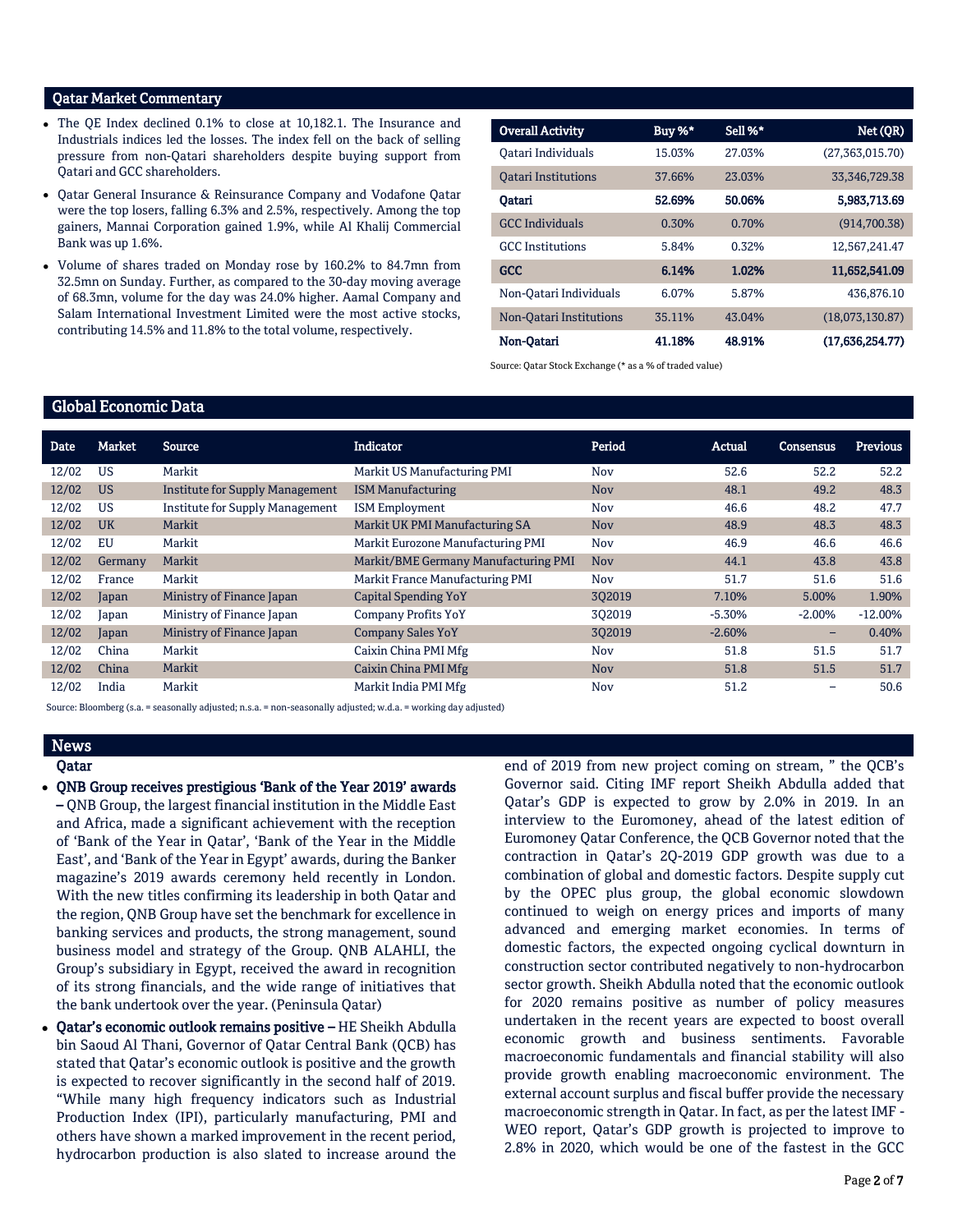## Qatar Market Commentary

- The QE Index declined 0.1% to close at 10,182.1. The Insurance and Industrials indices led the losses. The index fell on the back of selling pressure from non-Qatari shareholders despite buying support from Qatari and GCC shareholders.
- Qatar General Insurance & Reinsurance Company and Vodafone Qatar were the top losers, falling 6.3% and 2.5%, respectively. Among the top gainers, Mannai Corporation gained 1.9%, while Al Khalij Commercial Bank was up 1.6%.
- Volume of shares traded on Monday rose by 160.2% to 84.7mn from 32.5mn on Sunday. Further, as compared to the 30-day moving average of 68.3mn, volume for the day was 24.0% higher. Aamal Company and Salam International Investment Limited were the most active stocks, contributing 14.5% and 11.8% to the total volume, respectively.

| Overall Activity | Buy %* | Sell %* | Net (QR) |
|---|---|---|---|
| Qatari Individuals | 15.03% | 27.03% | (27,363,015.70) |
| Qatari Institutions | 37.66% | 23.03% | 33,346,729.38 |
| **Qatari** | **52.69%** | **50.06%** | **5,983,713.69** |
| GCC Individuals | 0.30% | 0.70% | (914,700.38) |
| GCC Institutions | 5.84% | 0.32% | 12,567,241.47 |
| **GCC** | **6.14%** | **1.02%** | **11,652,541.09** |
| Non-Qatari Individuals | 6.07% | 5.87% | 436,876.10 |
| Non-Qatari Institutions | 35.11% | 43.04% | (18,073,130.87) |
| **Non-Qatari** | **41.18%** | **48.91%** | **(17,636,254.77)** |

Source: Qatar Stock Exchange (* as a % of traded value)

## Global Economic Data

| Date | Market | Source | Indicator | Period | Actual | Consensus | Previous |
|---|---|---|---|---|---|---|---|
| 12/02 | US | Markit | Markit US Manufacturing PMI | Nov | 52.6 | 52.2 | 52.2 |
| 12/02 | US | Institute for Supply Management | ISM Manufacturing | Nov | 48.1 | 49.2 | 48.3 |
| 12/02 | US | Institute for Supply Management | ISM Employment | Nov | 46.6 | 48.2 | 47.7 |
| 12/02 | UK | Markit | Markit UK PMI Manufacturing SA | Nov | 48.9 | 48.3 | 48.3 |
| 12/02 | EU | Markit | Markit Eurozone Manufacturing PMI | Nov | 46.9 | 46.6 | 46.6 |
| 12/02 | Germany | Markit | Markit/BME Germany Manufacturing PMI | Nov | 44.1 | 43.8 | 43.8 |
| 12/02 | France | Markit | Markit France Manufacturing PMI | Nov | 51.7 | 51.6 | 51.6 |
| 12/02 | Japan | Ministry of Finance Japan | Capital Spending YoY | 3Q2019 | 7.10% | 5.00% | 1.90% |
| 12/02 | Japan | Ministry of Finance Japan | Company Profits YoY | 3Q2019 | -5.30% | -2.00% | -12.00% |
| 12/02 | Japan | Ministry of Finance Japan | Company Sales YoY | 3Q2019 | -2.60% | – | 0.40% |
| 12/02 | China | Markit | Caixin China PMI Mfg | Nov | 51.8 | 51.5 | 51.7 |
| 12/02 | China | Markit | Caixin China PMI Mfg | Nov | 51.8 | 51.5 | 51.7 |
| 12/02 | India | Markit | Markit India PMI Mfg | Nov | 51.2 | – | 50.6 |

Source: Bloomberg (s.a. = seasonally adjusted; n.s.a. = non-seasonally adjusted; w.d.a. = working day adjusted)

## News

### Qatar

- **QNB Group receives prestigious 'Bank of the Year 2019' awards –** QNB Group, the largest financial institution in the Middle East and Africa, made a significant achievement with the reception of 'Bank of the Year in Qatar', 'Bank of the Year in the Middle East', and 'Bank of the Year in Egypt' awards, during the Banker magazine's 2019 awards ceremony held recently in London. With the new titles confirming its leadership in both Qatar and the region, QNB Group have set the benchmark for excellence in banking services and products, the strong management, sound business model and strategy of the Group. QNB ALAHLI, the Group's subsidiary in Egypt, received the award in recognition of its strong financials, and the wide range of initiatives that the bank undertook over the year. (Peninsula Qatar)
- **Qatar's economic outlook remains positive –** HE Sheikh Abdulla bin Saoud Al Thani, Governor of Qatar Central Bank (QCB) has stated that Qatar's economic outlook is positive and the growth is expected to recover significantly in the second half of 2019. "While many high frequency indicators such as Industrial Production Index (IPI), particularly manufacturing, PMI and others have shown a marked improvement in the recent period, hydrocarbon production is also slated to increase around the end of 2019 from new project coming on stream, " the QCB's Governor said. Citing IMF report Sheikh Abdulla added that Qatar's GDP is expected to grow by 2.0% in 2019. In an interview to the Euromoney, ahead of the latest edition of Euromoney Qatar Conference, the QCB Governor noted that the contraction in Qatar's 2Q-2019 GDP growth was due to a combination of global and domestic factors. Despite supply cut by the OPEC plus group, the global economic slowdown continued to weigh on energy prices and imports of many advanced and emerging market economies. In terms of domestic factors, the expected ongoing cyclical downturn in construction sector contributed negatively to non-hydrocarbon sector growth. Sheikh Abdulla noted that the economic outlook for 2020 remains positive as number of policy measures undertaken in the recent years are expected to boost overall economic growth and business sentiments. Favorable macroeconomic fundamentals and financial stability will also provide growth enabling macroeconomic environment. The external account surplus and fiscal buffer provide the necessary macroeconomic strength in Qatar. In fact, as per the latest IMF - WEO report, Qatar's GDP growth is projected to improve to 2.8% in 2020, which would be one of the fastest in the GCC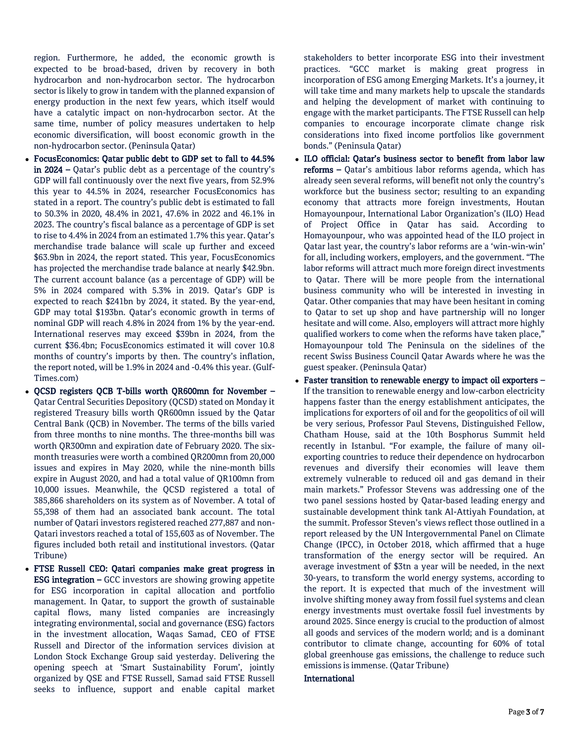region. Furthermore, he added, the economic growth is expected to be broad-based, driven by recovery in both hydrocarbon and non-hydrocarbon sector. The hydrocarbon sector is likely to grow in tandem with the planned expansion of energy production in the next few years, which itself would have a catalytic impact on non-hydrocarbon sector. At the same time, number of policy measures undertaken to help economic diversification, will boost economic growth in the non-hydrocarbon sector. (Peninsula Qatar)

- **FocusEconomics: Qatar public debt to GDP set to fall to 44.5% in 2024 –** Qatar's public debt as a percentage of the country's GDP will fall continuously over the next five years, from 52.9% this year to 44.5% in 2024, researcher FocusEconomics has stated in a report. The country's public debt is estimated to fall to 50.3% in 2020, 48.4% in 2021, 47.6% in 2022 and 46.1% in 2023. The country's fiscal balance as a percentage of GDP is set to rise to 4.4% in 2024 from an estimated 1.7% this year. Qatar's merchandise trade balance will scale up further and exceed $63.9bn in 2024, the report stated. This year, FocusEconomics has projected the merchandise trade balance at nearly $42.9bn. The current account balance (as a percentage of GDP) will be 5% in 2024 compared with 5.3% in 2019. Qatar's GDP is expected to reach $241bn by 2024, it stated. By the year-end, GDP may total $193bn. Qatar's economic growth in terms of nominal GDP will reach 4.8% in 2024 from 1% by the year-end. International reserves may exceed $39bn in 2024, from the current $36.4bn; FocusEconomics estimated it will cover 10.8 months of country's imports by then. The country's inflation, the report noted, will be 1.9% in 2024 and -0.4% this year. (Gulf-Times.com)
- **QCSD registers QCB T-bills worth QR600mn for November –** Qatar Central Securities Depository (QCSD) stated on Monday it registered Treasury bills worth QR600mn issued by the Qatar Central Bank (QCB) in November. The terms of the bills varied from three months to nine months. The three-months bill was worth QR300mn and expiration date of February 2020. The six-month treasuries were worth a combined QR200mn from 20,000 issues and expires in May 2020, while the nine-month bills expire in August 2020, and had a total value of QR100mn from 10,000 issues. Meanwhile, the QCSD registered a total of 385,866 shareholders on its system as of November. A total of 55,398 of them had an associated bank account. The total number of Qatari investors registered reached 277,887 and non-Qatari investors reached a total of 155,603 as of November. The figures included both retail and institutional investors. (Qatar Tribune)
- **FTSE Russell CEO: Qatari companies make great progress in ESG integration –** GCC investors are showing growing appetite for ESG incorporation in capital allocation and portfolio management. In Qatar, to support the growth of sustainable capital flows, many listed companies are increasingly integrating environmental, social and governance (ESG) factors in the investment allocation, Waqas Samad, CEO of FTSE Russell and Director of the information services division at London Stock Exchange Group said yesterday. Delivering the opening speech at 'Smart Sustainability Forum', jointly organized by QSE and FTSE Russell, Samad said FTSE Russell seeks to influence, support and enable capital market stakeholders to better incorporate ESG into their investment practices. "GCC market is making great progress in incorporation of ESG among Emerging Markets. It's a journey, it will take time and many markets help to upscale the standards and helping the development of market with continuing to engage with the market participants. The FTSE Russell can help companies to encourage incorporate climate change risk considerations into fixed income portfolios like government bonds." (Peninsula Qatar)
- **ILO official: Qatar's business sector to benefit from labor law reforms –** Qatar's ambitious labor reforms agenda, which has already seen several reforms, will benefit not only the country's workforce but the business sector; resulting to an expanding economy that attracts more foreign investments, Houtan Homayounpour, International Labor Organization's (ILO) Head of Project Office in Qatar has said. According to Homayounpour, who was appointed head of the ILO project in Qatar last year, the country's labor reforms are a 'win-win-win' for all, including workers, employers, and the government. "The labor reforms will attract much more foreign direct investments to Qatar. There will be more people from the international business community who will be interested in investing in Qatar. Other companies that may have been hesitant in coming to Qatar to set up shop and have partnership will no longer hesitate and will come. Also, employers will attract more highly qualified workers to come when the reforms have taken place," Homayounpour told The Peninsula on the sidelines of the recent Swiss Business Council Qatar Awards where he was the guest speaker. (Peninsula Qatar)
- **Faster transition to renewable energy to impact oil exporters –** If the transition to renewable energy and low-carbon electricity happens faster than the energy establishment anticipates, the implications for exporters of oil and for the geopolitics of oil will be very serious, Professor Paul Stevens, Distinguished Fellow, Chatham House, said at the 10th Bosphorus Summit held recently in Istanbul. "For example, the failure of many oil-exporting countries to reduce their dependence on hydrocarbon revenues and diversify their economies will leave them extremely vulnerable to reduced oil and gas demand in their main markets." Professor Stevens was addressing one of the two panel sessions hosted by Qatar-based leading energy and sustainable development think tank Al-Attiyah Foundation, at the summit. Professor Steven's views reflect those outlined in a report released by the UN Intergovernmental Panel on Climate Change (IPCC), in October 2018, which affirmed that a huge transformation of the energy sector will be required. An average investment of $3tn a year will be needed, in the next 30-years, to transform the world energy systems, according to the report. It is expected that much of the investment will involve shifting money away from fossil fuel systems and clean energy investments must overtake fossil fuel investments by around 2025. Since energy is crucial to the production of almost all goods and services of the modern world; and is a dominant contributor to climate change, accounting for 60% of total global greenhouse gas emissions, the challenge to reduce such emissions is immense. (Qatar Tribune)

## International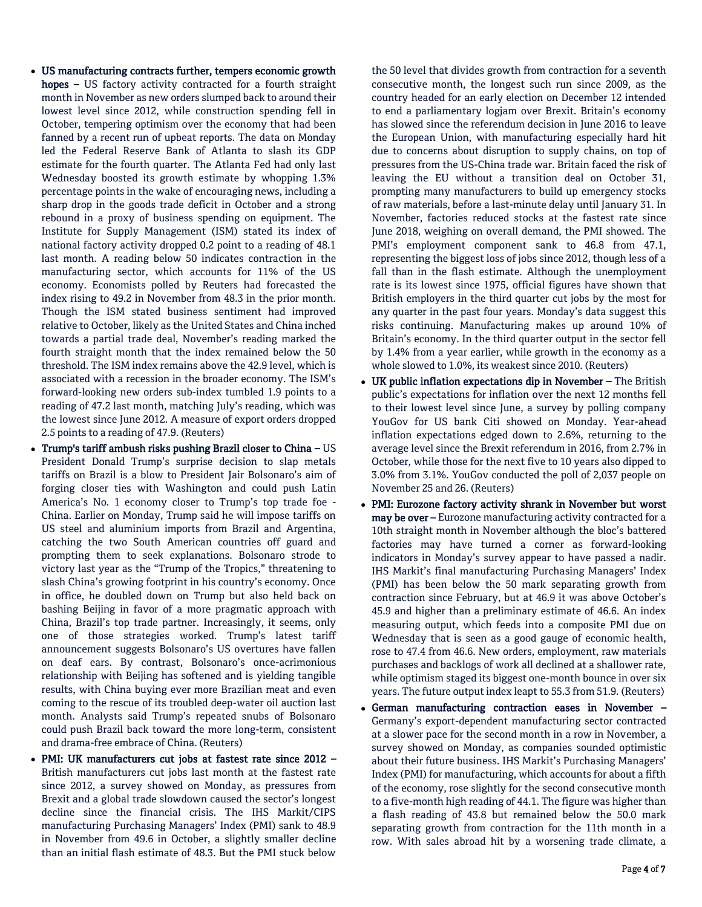- **US manufacturing contracts further, tempers economic growth hopes –** US factory activity contracted for a fourth straight month in November as new orders slumped back to around their lowest level since 2012, while construction spending fell in October, tempering optimism over the economy that had been fanned by a recent run of upbeat reports. The data on Monday led the Federal Reserve Bank of Atlanta to slash its GDP estimate for the fourth quarter. The Atlanta Fed had only last Wednesday boosted its growth estimate by whopping 1.3% percentage points in the wake of encouraging news, including a sharp drop in the goods trade deficit in October and a strong rebound in a proxy of business spending on equipment. The Institute for Supply Management (ISM) stated its index of national factory activity dropped 0.2 point to a reading of 48.1 last month. A reading below 50 indicates contraction in the manufacturing sector, which accounts for 11% of the US economy. Economists polled by Reuters had forecasted the index rising to 49.2 in November from 48.3 in the prior month. Though the ISM stated business sentiment had improved relative to October, likely as the United States and China inched towards a partial trade deal, November's reading marked the fourth straight month that the index remained below the 50 threshold. The ISM index remains above the 42.9 level, which is associated with a recession in the broader economy. The ISM's forward-looking new orders sub-index tumbled 1.9 points to a reading of 47.2 last month, matching July's reading, which was the lowest since June 2012. A measure of export orders dropped 2.5 points to a reading of 47.9. (Reuters)
- **Trump's tariff ambush risks pushing Brazil closer to China –** US President Donald Trump's surprise decision to slap metals tariffs on Brazil is a blow to President Jair Bolsonaro's aim of forging closer ties with Washington and could push Latin America's No. 1 economy closer to Trump's top trade foe - China. Earlier on Monday, Trump said he will impose tariffs on US steel and aluminium imports from Brazil and Argentina, catching the two South American countries off guard and prompting them to seek explanations. Bolsonaro strode to victory last year as the "Trump of the Tropics," threatening to slash China's growing footprint in his country's economy. Once in office, he doubled down on Trump but also held back on bashing Beijing in favor of a more pragmatic approach with China, Brazil's top trade partner. Increasingly, it seems, only one of those strategies worked. Trump's latest tariff announcement suggests Bolsonaro's US overtures have fallen on deaf ears. By contrast, Bolsonaro's once-acrimonious relationship with Beijing has softened and is yielding tangible results, with China buying ever more Brazilian meat and even coming to the rescue of its troubled deep-water oil auction last month. Analysts said Trump's repeated snubs of Bolsonaro could push Brazil back toward the more long-term, consistent and drama-free embrace of China. (Reuters)
- **PMI: UK manufacturers cut jobs at fastest rate since 2012 –** British manufacturers cut jobs last month at the fastest rate since 2012, a survey showed on Monday, as pressures from Brexit and a global trade slowdown caused the sector's longest decline since the financial crisis. The IHS Markit/CIPS manufacturing Purchasing Managers' Index (PMI) sank to 48.9 in November from 49.6 in October, a slightly smaller decline than an initial flash estimate of 48.3. But the PMI stuck below the 50 level that divides growth from contraction for a seventh consecutive month, the longest such run since 2009, as the country headed for an early election on December 12 intended to end a parliamentary logjam over Brexit. Britain's economy has slowed since the referendum decision in June 2016 to leave the European Union, with manufacturing especially hard hit due to concerns about disruption to supply chains, on top of pressures from the US-China trade war. Britain faced the risk of leaving the EU without a transition deal on October 31, prompting many manufacturers to build up emergency stocks of raw materials, before a last-minute delay until January 31. In November, factories reduced stocks at the fastest rate since June 2018, weighing on overall demand, the PMI showed. The PMI's employment component sank to 46.8 from 47.1, representing the biggest loss of jobs since 2012, though less of a fall than in the flash estimate. Although the unemployment rate is its lowest since 1975, official figures have shown that British employers in the third quarter cut jobs by the most for any quarter in the past four years. Monday's data suggest this risks continuing. Manufacturing makes up around 10% of Britain's economy. In the third quarter output in the sector fell by 1.4% from a year earlier, while growth in the economy as a whole slowed to 1.0%, its weakest since 2010. (Reuters)
- **UK public inflation expectations dip in November –** The British public's expectations for inflation over the next 12 months fell to their lowest level since June, a survey by polling company YouGov for US bank Citi showed on Monday. Year-ahead inflation expectations edged down to 2.6%, returning to the average level since the Brexit referendum in 2016, from 2.7% in October, while those for the next five to 10 years also dipped to 3.0% from 3.1%. YouGov conducted the poll of 2,037 people on November 25 and 26. (Reuters)
- **PMI: Eurozone factory activity shrank in November but worst may be over –** Eurozone manufacturing activity contracted for a 10th straight month in November although the bloc's battered factories may have turned a corner as forward-looking indicators in Monday's survey appear to have passed a nadir. IHS Markit's final manufacturing Purchasing Managers' Index (PMI) has been below the 50 mark separating growth from contraction since February, but at 46.9 it was above October's 45.9 and higher than a preliminary estimate of 46.6. An index measuring output, which feeds into a composite PMI due on Wednesday that is seen as a good gauge of economic health, rose to 47.4 from 46.6. New orders, employment, raw materials purchases and backlogs of work all declined at a shallower rate, while optimism staged its biggest one-month bounce in over six years. The future output index leapt to 55.3 from 51.9. (Reuters)
- **German manufacturing contraction eases in November –** Germany's export-dependent manufacturing sector contracted at a slower pace for the second month in a row in November, a survey showed on Monday, as companies sounded optimistic about their future business. IHS Markit's Purchasing Managers' Index (PMI) for manufacturing, which accounts for about a fifth of the economy, rose slightly for the second consecutive month to a five-month high reading of 44.1. The figure was higher than a flash reading of 43.8 but remained below the 50.0 mark separating growth from contraction for the 11th month in a row. With sales abroad hit by a worsening trade climate, a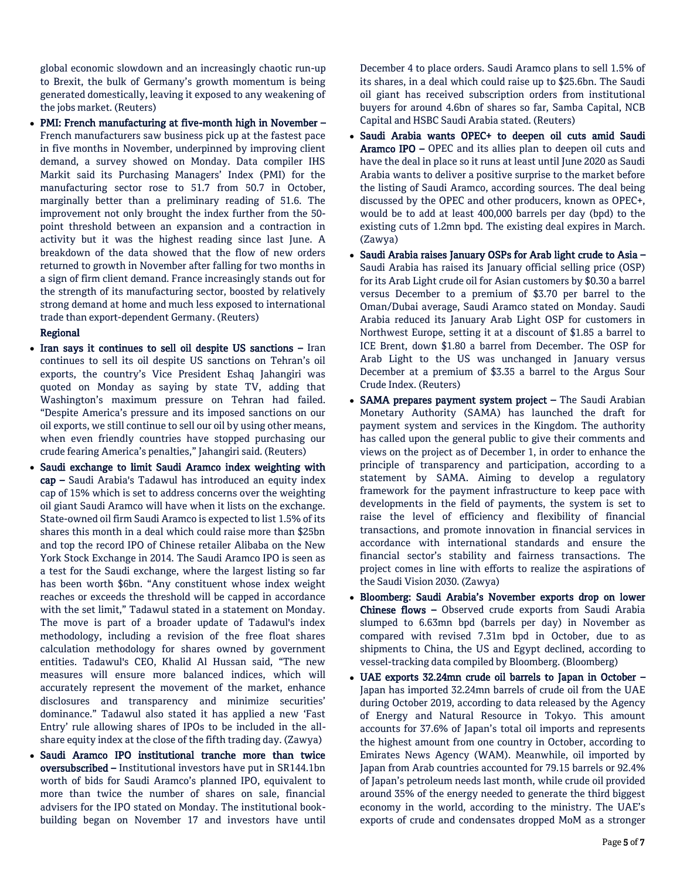global economic slowdown and an increasingly chaotic run-up to Brexit, the bulk of Germany's growth momentum is being generated domestically, leaving it exposed to any weakening of the jobs market. (Reuters)

- **PMI: French manufacturing at five-month high in November –** French manufacturers saw business pick up at the fastest pace in five months in November, underpinned by improving client demand, a survey showed on Monday. Data compiler IHS Markit said its Purchasing Managers' Index (PMI) for the manufacturing sector rose to 51.7 from 50.7 in October, marginally better than a preliminary reading of 51.6. The improvement not only brought the index further from the 50-point threshold between an expansion and a contraction in activity but it was the highest reading since last June. A breakdown of the data showed that the flow of new orders returned to growth in November after falling for two months in a sign of firm client demand. France increasingly stands out for the strength of its manufacturing sector, boosted by relatively strong demand at home and much less exposed to international trade than export-dependent Germany. (Reuters)

**Regional**

- **Iran says it continues to sell oil despite US sanctions –** Iran continues to sell its oil despite US sanctions on Tehran's oil exports, the country's Vice President Eshaq Jahangiri was quoted on Monday as saying by state TV, adding that Washington's maximum pressure on Tehran had failed. "Despite America's pressure and its imposed sanctions on our oil exports, we still continue to sell our oil by using other means, when even friendly countries have stopped purchasing our crude fearing America's penalties," Jahangiri said. (Reuters)
- **Saudi exchange to limit Saudi Aramco index weighting with cap –** Saudi Arabia's Tadawul has introduced an equity index cap of 15% which is set to address concerns over the weighting oil giant Saudi Aramco will have when it lists on the exchange. State-owned oil firm Saudi Aramco is expected to list 1.5% of its shares this month in a deal which could raise more than $25bn and top the record IPO of Chinese retailer Alibaba on the New York Stock Exchange in 2014. The Saudi Aramco IPO is seen as a test for the Saudi exchange, where the largest listing so far has been worth $6bn. "Any constituent whose index weight reaches or exceeds the threshold will be capped in accordance with the set limit," Tadawul stated in a statement on Monday. The move is part of a broader update of Tadawul's index methodology, including a revision of the free float shares calculation methodology for shares owned by government entities. Tadawul's CEO, Khalid Al Hussan said, "The new measures will ensure more balanced indices, which will accurately represent the movement of the market, enhance disclosures and transparency and minimize securities' dominance." Tadawul also stated it has applied a new 'Fast Entry' rule allowing shares of IPOs to be included in the all-share equity index at the close of the fifth trading day. (Zawya)
- **Saudi Aramco IPO institutional tranche more than twice oversubscribed –** Institutional investors have put in SR144.1bn worth of bids for Saudi Aramco's planned IPO, equivalent to more than twice the number of shares on sale, financial advisers for the IPO stated on Monday. The institutional book-building began on November 17 and investors have until December 4 to place orders. Saudi Aramco plans to sell 1.5% of its shares, in a deal which could raise up to $25.6bn. The Saudi oil giant has received subscription orders from institutional buyers for around 4.6bn of shares so far, Samba Capital, NCB Capital and HSBC Saudi Arabia stated. (Reuters)
- **Saudi Arabia wants OPEC+ to deepen oil cuts amid Saudi Aramco IPO –** OPEC and its allies plan to deepen oil cuts and have the deal in place so it runs at least until June 2020 as Saudi Arabia wants to deliver a positive surprise to the market before the listing of Saudi Aramco, according sources. The deal being discussed by the OPEC and other producers, known as OPEC+, would be to add at least 400,000 barrels per day (bpd) to the existing cuts of 1.2mn bpd. The existing deal expires in March. (Zawya)
- **Saudi Arabia raises January OSPs for Arab light crude to Asia –** Saudi Arabia has raised its January official selling price (OSP) for its Arab Light crude oil for Asian customers by $0.30 a barrel versus December to a premium of $3.70 per barrel to the Oman/Dubai average, Saudi Aramco stated on Monday. Saudi Arabia reduced its January Arab Light OSP for customers in Northwest Europe, setting it at a discount of $1.85 a barrel to ICE Brent, down $1.80 a barrel from December. The OSP for Arab Light to the US was unchanged in January versus December at a premium of $3.35 a barrel to the Argus Sour Crude Index. (Reuters)
- **SAMA prepares payment system project –** The Saudi Arabian Monetary Authority (SAMA) has launched the draft for payment system and services in the Kingdom. The authority has called upon the general public to give their comments and views on the project as of December 1, in order to enhance the principle of transparency and participation, according to a statement by SAMA. Aiming to develop a regulatory framework for the payment infrastructure to keep pace with developments in the field of payments, the system is set to raise the level of efficiency and flexibility of financial transactions, and promote innovation in financial services in accordance with international standards and ensure the financial sector's stability and fairness transactions. The project comes in line with efforts to realize the aspirations of the Saudi Vision 2030. (Zawya)
- **Bloomberg: Saudi Arabia's November exports drop on lower Chinese flows –** Observed crude exports from Saudi Arabia slumped to 6.63mn bpd (barrels per day) in November as compared with revised 7.31m bpd in October, due to as shipments to China, the US and Egypt declined, according to vessel-tracking data compiled by Bloomberg. (Bloomberg)
- **UAE exports 32.24mn crude oil barrels to Japan in October –** Japan has imported 32.24mn barrels of crude oil from the UAE during October 2019, according to data released by the Agency of Energy and Natural Resource in Tokyo. This amount accounts for 37.6% of Japan's total oil imports and represents the highest amount from one country in October, according to Emirates News Agency (WAM). Meanwhile, oil imported by Japan from Arab countries accounted for 79.15 barrels or 92.4% of Japan's petroleum needs last month, while crude oil provided around 35% of the energy needed to generate the third biggest economy in the world, according to the ministry. The UAE's exports of crude and condensates dropped MoM as a stronger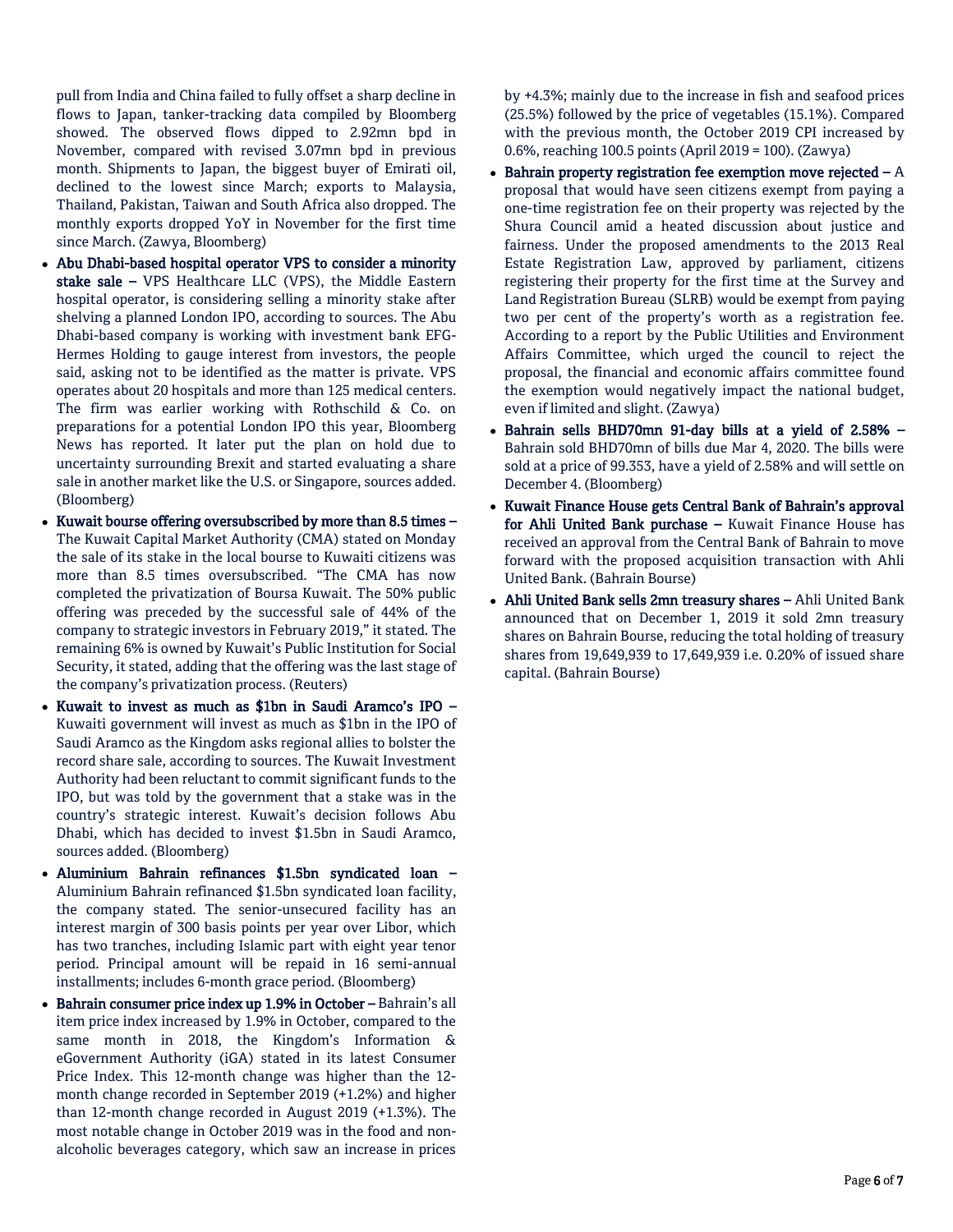pull from India and China failed to fully offset a sharp decline in flows to Japan, tanker-tracking data compiled by Bloomberg showed. The observed flows dipped to 2.92mn bpd in November, compared with revised 3.07mn bpd in previous month. Shipments to Japan, the biggest buyer of Emirati oil, declined to the lowest since March; exports to Malaysia, Thailand, Pakistan, Taiwan and South Africa also dropped. The monthly exports dropped YoY in November for the first time since March. (Zawya, Bloomberg)

- **Abu Dhabi-based hospital operator VPS to consider a minority stake sale –** VPS Healthcare LLC (VPS), the Middle Eastern hospital operator, is considering selling a minority stake after shelving a planned London IPO, according to sources. The Abu Dhabi-based company is working with investment bank EFG-Hermes Holding to gauge interest from investors, the people said, asking not to be identified as the matter is private. VPS operates about 20 hospitals and more than 125 medical centers. The firm was earlier working with Rothschild & Co. on preparations for a potential London IPO this year, Bloomberg News has reported. It later put the plan on hold due to uncertainty surrounding Brexit and started evaluating a share sale in another market like the U.S. or Singapore, sources added. (Bloomberg)
- **Kuwait bourse offering oversubscribed by more than 8.5 times –** The Kuwait Capital Market Authority (CMA) stated on Monday the sale of its stake in the local bourse to Kuwaiti citizens was more than 8.5 times oversubscribed. "The CMA has now completed the privatization of Boursa Kuwait. The 50% public offering was preceded by the successful sale of 44% of the company to strategic investors in February 2019," it stated. The remaining 6% is owned by Kuwait's Public Institution for Social Security, it stated, adding that the offering was the last stage of the company's privatization process. (Reuters)
- **Kuwait to invest as much as $1bn in Saudi Aramco's IPO –** Kuwaiti government will invest as much as $1bn in the IPO of Saudi Aramco as the Kingdom asks regional allies to bolster the record share sale, according to sources. The Kuwait Investment Authority had been reluctant to commit significant funds to the IPO, but was told by the government that a stake was in the country's strategic interest. Kuwait's decision follows Abu Dhabi, which has decided to invest $1.5bn in Saudi Aramco, sources added. (Bloomberg)
- **Aluminium Bahrain refinances $1.5bn syndicated loan –** Aluminium Bahrain refinanced $1.5bn syndicated loan facility, the company stated. The senior-unsecured facility has an interest margin of 300 basis points per year over Libor, which has two tranches, including Islamic part with eight year tenor period. Principal amount will be repaid in 16 semi-annual installments; includes 6-month grace period. (Bloomberg)
- **Bahrain consumer price index up 1.9% in October –** Bahrain's all item price index increased by 1.9% in October, compared to the same month in 2018, the Kingdom's Information & eGovernment Authority (iGA) stated in its latest Consumer Price Index. This 12-month change was higher than the 12-month change recorded in September 2019 (+1.2%) and higher than 12-month change recorded in August 2019 (+1.3%). The most notable change in October 2019 was in the food and non-alcoholic beverages category, which saw an increase in prices by +4.3%; mainly due to the increase in fish and seafood prices (25.5%) followed by the price of vegetables (15.1%). Compared with the previous month, the October 2019 CPI increased by 0.6%, reaching 100.5 points (April 2019 = 100). (Zawya)
- **Bahrain property registration fee exemption move rejected –** A proposal that would have seen citizens exempt from paying a one-time registration fee on their property was rejected by the Shura Council amid a heated discussion about justice and fairness. Under the proposed amendments to the 2013 Real Estate Registration Law, approved by parliament, citizens registering their property for the first time at the Survey and Land Registration Bureau (SLRB) would be exempt from paying two per cent of the property's worth as a registration fee. According to a report by the Public Utilities and Environment Affairs Committee, which urged the council to reject the proposal, the financial and economic affairs committee found the exemption would negatively impact the national budget, even if limited and slight. (Zawya)
- **Bahrain sells BHD70mn 91-day bills at a yield of 2.58% –** Bahrain sold BHD70mn of bills due Mar 4, 2020. The bills were sold at a price of 99.353, have a yield of 2.58% and will settle on December 4. (Bloomberg)
- **Kuwait Finance House gets Central Bank of Bahrain's approval for Ahli United Bank purchase –** Kuwait Finance House has received an approval from the Central Bank of Bahrain to move forward with the proposed acquisition transaction with Ahli United Bank. (Bahrain Bourse)
- **Ahli United Bank sells 2mn treasury shares –** Ahli United Bank announced that on December 1, 2019 it sold 2mn treasury shares on Bahrain Bourse, reducing the total holding of treasury shares from 19,649,939 to 17,649,939 i.e. 0.20% of issued share capital. (Bahrain Bourse)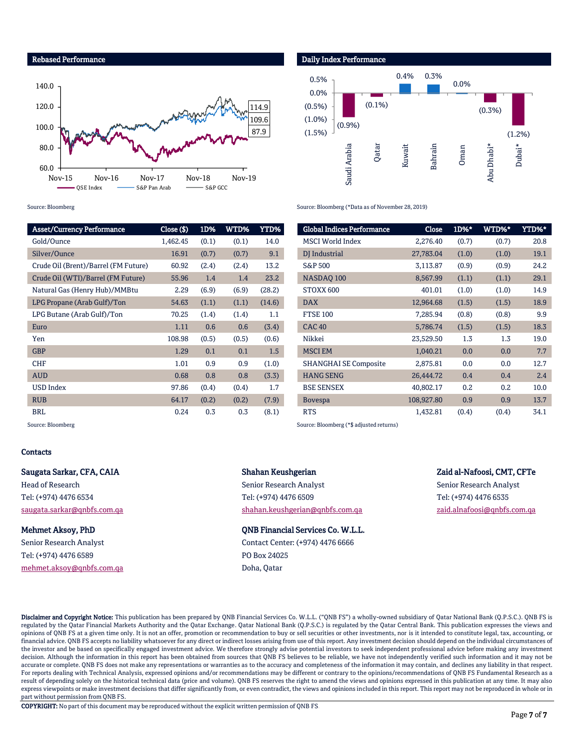## Rebased Performance

140.0
120.0
100.0
80.0
60.0

Nov-15 Nov-16 Nov-17 Nov-18 Nov-19

114.9
109.6
87.9

QSE Index S&P Pan Arab S&P GCC

Source: Bloomberg

## Daily Index Performance

0.5%
0.0%
(0.5%)
(1.0%)
(1.5%)

(0.9%) (0.1%) 0.4% 0.3% 0.0% (0.3%) (1.2%)

Saudi Arabia Qatar Kuwait Bahrain Oman Abu Dhabi* Dubai*

Source: Bloomberg (*Data as of November 28, 2019)

| Asset/Currency Performance | Close ($) | 1D% | WTD% | YTD% |
|---|---|---|---|---|
| Gold/Ounce | 1,462.45 | (0.1) | (0.1) | 14.0 |
| Silver/Ounce | 16.91 | (0.7) | (0.7) | 9.1 |
| Crude Oil (Brent)/Barrel (FM Future) | 60.92 | (2.4) | (2.4) | 13.2 |
| Crude Oil (WTI)/Barrel (FM Future) | 55.96 | 1.4 | 1.4 | 23.2 |
| Natural Gas (Henry Hub)/MMBtu | 2.29 | (6.9) | (6.9) | (28.2) |
| LPG Propane (Arab Gulf)/Ton | 54.63 | (1.1) | (1.1) | (14.6) |
| LPG Butane (Arab Gulf)/Ton | 70.25 | (1.4) | (1.4) | 1.1 |
| Euro | 1.11 | 0.6 | 0.6 | (3.4) |
| Yen | 108.98 | (0.5) | (0.5) | (0.6) |
| GBP | 1.29 | 0.1 | 0.1 | 1.5 |
| CHF | 1.01 | 0.9 | 0.9 | (1.0) |
| AUD | 0.68 | 0.8 | 0.8 | (3.3) |
| USD Index | 97.86 | (0.4) | (0.4) | 1.7 |
| RUB | 64.17 | (0.2) | (0.2) | (7.9) |
| BRL | 0.24 | 0.3 | 0.3 | (8.1) |

Source: Bloomberg

| Global Indices Performance | Close | 1D%* | WTD%* | YTD%* |
|---|---|---|---|---|
| MSCI World Index | 2,276.40 | (0.7) | (0.7) | 20.8 |
| DJ Industrial | 27,783.04 | (1.0) | (1.0) | 19.1 |
| S&P 500 | 3,113.87 | (0.9) | (0.9) | 24.2 |
| NASDAQ 100 | 8,567.99 | (1.1) | (1.1) | 29.1 |
| STOXX 600 | 401.01 | (1.0) | (1.0) | 14.9 |
| DAX | 12,964.68 | (1.5) | (1.5) | 18.9 |
| FTSE 100 | 7,285.94 | (0.8) | (0.8) | 9.9 |
| CAC 40 | 5,786.74 | (1.5) | (1.5) | 18.3 |
| Nikkei | 23,529.50 | 1.3 | 1.3 | 19.0 |
| MSCI EM | 1,040.21 | 0.0 | 0.0 | 7.7 |
| SHANGHAI SE Composite | 2,875.81 | 0.0 | 0.0 | 12.7 |
| HANG SENG | 26,444.72 | 0.4 | 0.4 | 2.4 |
| BSE SENSEX | 40,802.17 | 0.2 | 0.2 | 10.0 |
| Bovespa | 108,927.80 | 0.9 | 0.9 | 13.7 |
| RTS | 1,432.81 | (0.4) | (0.4) | 34.1 |

Source: Bloomberg (*$ adjusted returns)

### Contacts

**Saugata Sarkar, CFA, CAIA**
Head of Research
Tel: (+974) 4476 6534
saugata.sarkar@qnbfs.com.qa

**Shahan Keushgerian**
Senior Research Analyst
Tel: (+974) 4476 6509
shahan.keushgerian@qnbfs.com.qa

**Zaid al-Nafoosi, CMT, CFTe**
Senior Research Analyst
Tel: (+974) 4476 6535
zaid.alnafoosi@qnbfs.com.qa

**Mehmet Aksoy, PhD**
Senior Research Analyst
Tel: (+974) 4476 6589
mehmet.aksoy@qnbfs.com.qa

**QNB Financial Services Co. W.L.L.**
Contact Center: (+974) 4476 6666
PO Box 24025
Doha, Qatar

**Disclaimer and Copyright Notice:** This publication has been prepared by QNB Financial Services Co. W.L.L. ("QNB FS") a wholly-owned subsidiary of Qatar National Bank (Q.P.S.C.). QNB FS is regulated by the Qatar Financial Markets Authority and the Qatar Exchange. Qatar National Bank (Q.P.S.C.) is regulated by the Qatar Central Bank. This publication expresses the views and opinions of QNB FS at a given time only. It is not an offer, promotion or recommendation to buy or sell securities or other investments, nor is it intended to constitute legal, tax, accounting, or financial advice. QNB FS accepts no liability whatsoever for any direct or indirect losses arising from use of this report. Any investment decision should depend on the individual circumstances of the investor and be based on specifically engaged investment advice. We therefore strongly advise potential investors to seek independent professional advice before making any investment decision. Although the information in this report has been obtained from sources that QNB FS believes to be reliable, we have not independently verified such information and it may not be accurate or complete. QNB FS does not make any representations or warranties as to the accuracy and completeness of the information it may contain, and declines any liability in that respect. For reports dealing with Technical Analysis, expressed opinions and/or recommendations may be different or contrary to the opinions/recommendations of QNB FS Fundamental Research as a result of depending solely on the historical technical data (price and volume). QNB FS reserves the right to amend the views and opinions expressed in this publication at any time. It may also express viewpoints or make investment decisions that differ significantly from, or even contradict, the views and opinions included in this report. This report may not be reproduced in whole or in part without permission from QNB FS.

**COPYRIGHT:** No part of this document may be reproduced without the explicit written permission of QNB FS